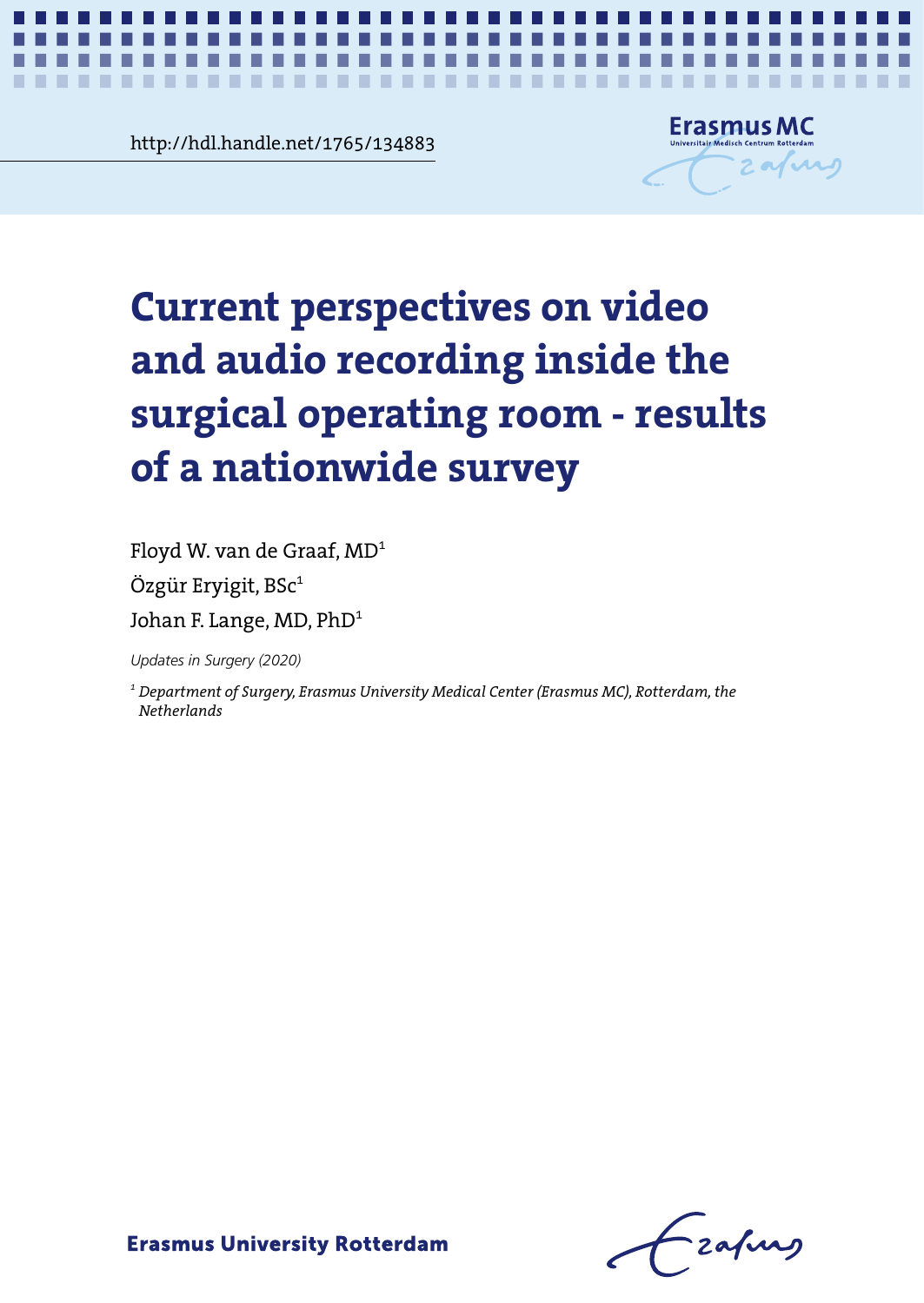http://hdl.handle.net/1765/134883

# Current perspectives on video and audio recording inside the surgical operating room - results of a nationwide survey

Floyd W. van de Graaf, MD[1]

Özgür Eryigit, BSc[1]

Johan F. Lange, MD, PhD[1]

*Updates in Surgery (2020)*

*[1] Department of Surgery, Erasmus University Medical Center (Erasmus MC), Rotterdam, the Netherlands*

**Erasmus University Rotterdam**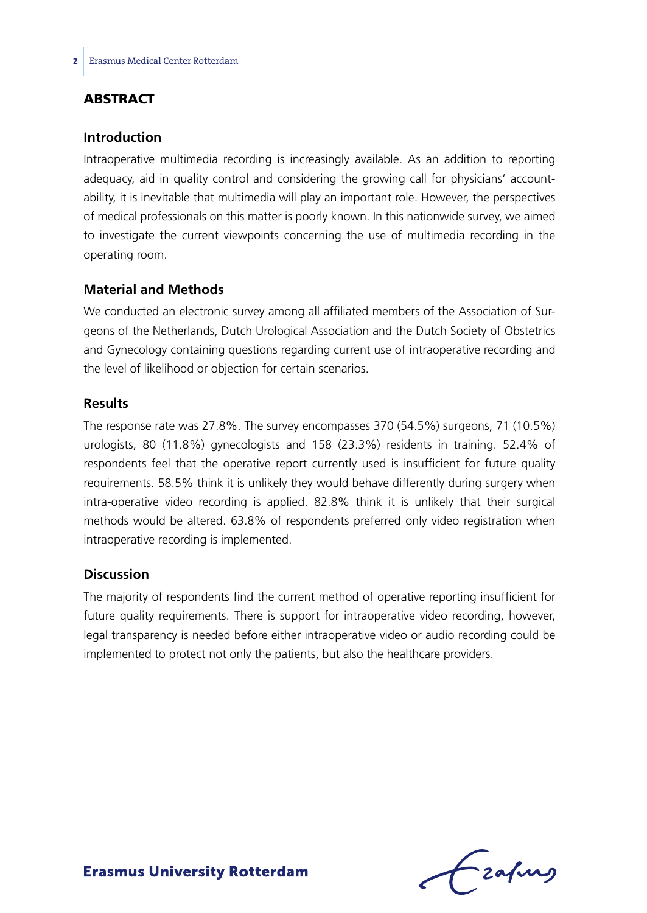## ABSTRACT

### Introduction

Intraoperative multimedia recording is increasingly available. As an addition to reporting adequacy, aid in quality control and considering the growing call for physicians' accountability, it is inevitable that multimedia will play an important role. However, the perspectives of medical professionals on this matter is poorly known. In this nationwide survey, we aimed to investigate the current viewpoints concerning the use of multimedia recording in the operating room.

### Material and Methods

We conducted an electronic survey among all affiliated members of the Association of Surgeons of the Netherlands, Dutch Urological Association and the Dutch Society of Obstetrics and Gynecology containing questions regarding current use of intraoperative recording and the level of likelihood or objection for certain scenarios.

### Results

The response rate was 27.8%. The survey encompasses 370 (54.5%) surgeons, 71 (10.5%) urologists, 80 (11.8%) gynecologists and 158 (23.3%) residents in training. 52.4% of respondents feel that the operative report currently used is insufficient for future quality requirements. 58.5% think it is unlikely they would behave differently during surgery when intra-operative video recording is applied. 82.8% think it is unlikely that their surgical methods would be altered. 63.8% of respondents preferred only video registration when intraoperative recording is implemented.

### Discussion

The majority of respondents find the current method of operative reporting insufficient for future quality requirements. There is support for intraoperative video recording, however, legal transparency is needed before either intraoperative video or audio recording could be implemented to protect not only the patients, but also the healthcare providers.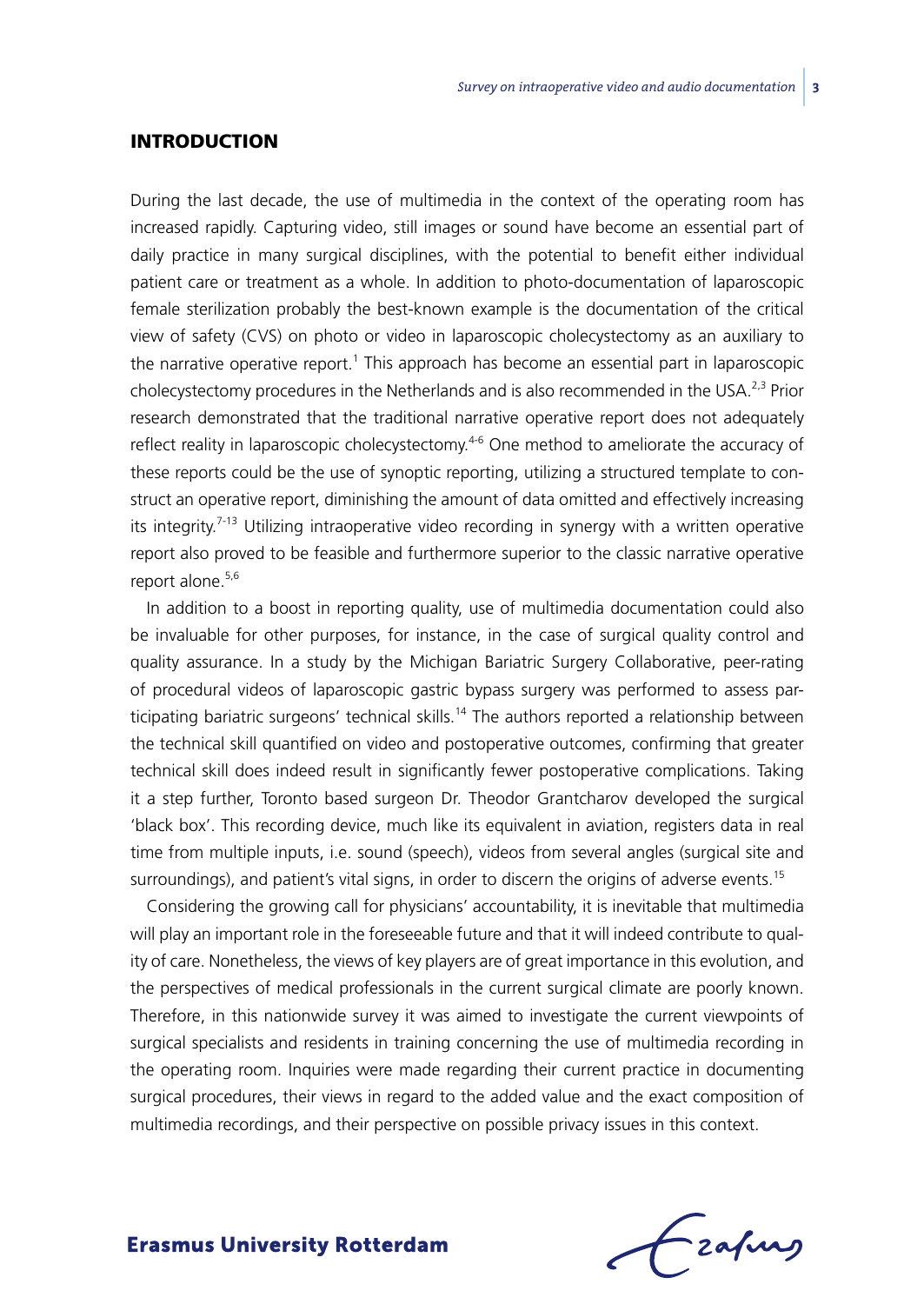## INTRODUCTION

During the last decade, the use of multimedia in the context of the operating room has increased rapidly. Capturing video, still images or sound have become an essential part of daily practice in many surgical disciplines, with the potential to benefit either individual patient care or treatment as a whole. In addition to photo-documentation of laparoscopic female sterilization probably the best-known example is the documentation of the critical view of safety (CVS) on photo or video in laparoscopic cholecystectomy as an auxiliary to the narrative operative report.[1] This approach has become an essential part in laparoscopic cholecystectomy procedures in the Netherlands and is also recommended in the USA.[2,3] Prior research demonstrated that the traditional narrative operative report does not adequately reflect reality in laparoscopic cholecystectomy.[4-6] One method to ameliorate the accuracy of these reports could be the use of synoptic reporting, utilizing a structured template to construct an operative report, diminishing the amount of data omitted and effectively increasing its integrity.[7-13] Utilizing intraoperative video recording in synergy with a written operative report also proved to be feasible and furthermore superior to the classic narrative operative report alone.[5,6]

In addition to a boost in reporting quality, use of multimedia documentation could also be invaluable for other purposes, for instance, in the case of surgical quality control and quality assurance. In a study by the Michigan Bariatric Surgery Collaborative, peer-rating of procedural videos of laparoscopic gastric bypass surgery was performed to assess participating bariatric surgeons' technical skills.[14] The authors reported a relationship between the technical skill quantified on video and postoperative outcomes, confirming that greater technical skill does indeed result in significantly fewer postoperative complications. Taking it a step further, Toronto based surgeon Dr. Theodor Grantcharov developed the surgical 'black box'. This recording device, much like its equivalent in aviation, registers data in real time from multiple inputs, i.e. sound (speech), videos from several angles (surgical site and surroundings), and patient's vital signs, in order to discern the origins of adverse events.[15]

Considering the growing call for physicians' accountability, it is inevitable that multimedia will play an important role in the foreseeable future and that it will indeed contribute to quality of care. Nonetheless, the views of key players are of great importance in this evolution, and the perspectives of medical professionals in the current surgical climate are poorly known. Therefore, in this nationwide survey it was aimed to investigate the current viewpoints of surgical specialists and residents in training concerning the use of multimedia recording in the operating room. Inquiries were made regarding their current practice in documenting surgical procedures, their views in regard to the added value and the exact composition of multimedia recordings, and their perspective on possible privacy issues in this context.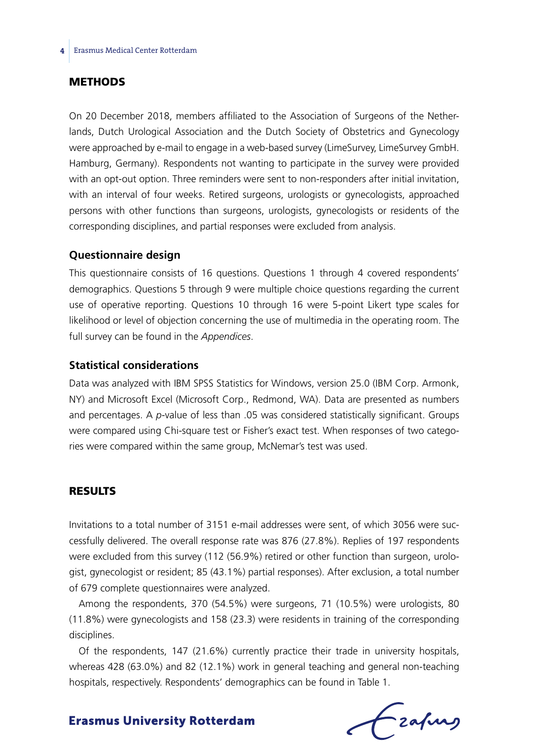## METHODS

On 20 December 2018, members affiliated to the Association of Surgeons of the Netherlands, Dutch Urological Association and the Dutch Society of Obstetrics and Gynecology were approached by e-mail to engage in a web-based survey (LimeSurvey, LimeSurvey GmbH. Hamburg, Germany). Respondents not wanting to participate in the survey were provided with an opt-out option. Three reminders were sent to non-responders after initial invitation, with an interval of four weeks. Retired surgeons, urologists or gynecologists, approached persons with other functions than surgeons, urologists, gynecologists or residents of the corresponding disciplines, and partial responses were excluded from analysis.

### Questionnaire design

This questionnaire consists of 16 questions. Questions 1 through 4 covered respondents' demographics. Questions 5 through 9 were multiple choice questions regarding the current use of operative reporting. Questions 10 through 16 were 5-point Likert type scales for likelihood or level of objection concerning the use of multimedia in the operating room. The full survey can be found in the *Appendices*.

### Statistical considerations

Data was analyzed with IBM SPSS Statistics for Windows, version 25.0 (IBM Corp. Armonk, NY) and Microsoft Excel (Microsoft Corp., Redmond, WA). Data are presented as numbers and percentages. A $p$-value of less than .05 was considered statistically significant. Groups were compared using Chi-square test or Fisher's exact test. When responses of two categories were compared within the same group, McNemar's test was used.

## RESULTS

Invitations to a total number of 3151 e-mail addresses were sent, of which 3056 were successfully delivered. The overall response rate was 876 (27.8%). Replies of 197 respondents were excluded from this survey (112 (56.9%) retired or other function than surgeon, urologist, gynecologist or resident; 85 (43.1%) partial responses). After exclusion, a total number of 679 complete questionnaires were analyzed.

Among the respondents, 370 (54.5%) were surgeons, 71 (10.5%) were urologists, 80 (11.8%) were gynecologists and 158 (23.3) were residents in training of the corresponding disciplines.

Of the respondents, 147 (21.6%) currently practice their trade in university hospitals, whereas 428 (63.0%) and 82 (12.1%) work in general teaching and general non-teaching hospitals, respectively. Respondents' demographics can be found in Table 1.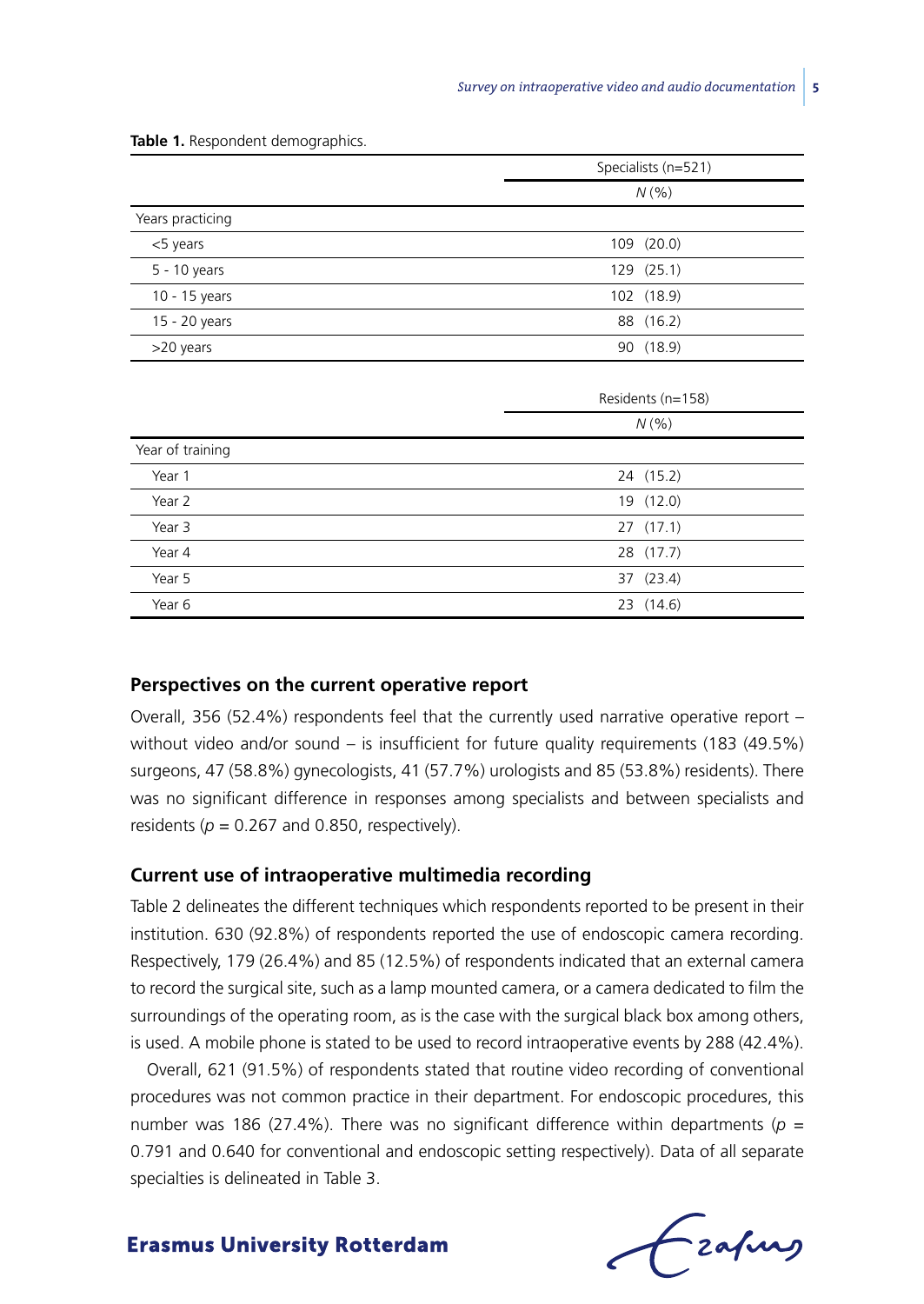**Table 1.** Respondent demographics.

| | Specialists (n=521) |
|---|---|
| | *N* (%) |
| Years practicing | |
| <5 years | 109 (20.0) |
| 5 - 10 years | 129 (25.1) |
| 10 - 15 years | 102 (18.9) |
| 15 - 20 years | 88 (16.2) |
| >20 years | 90 (18.9) |

| | Residents (n=158) |
|---|---|
| | *N* (%) |
| Year of training | |
| Year 1 | 24 (15.2) |
| Year 2 | 19 (12.0) |
| Year 3 | 27 (17.1) |
| Year 4 | 28 (17.7) |
| Year 5 | 37 (23.4) |
| Year 6 | 23 (14.6) |

## Perspectives on the current operative report

Overall, 356 (52.4%) respondents feel that the currently used narrative operative report – without video and/or sound – is insufficient for future quality requirements (183 (49.5%) surgeons, 47 (58.8%) gynecologists, 41 (57.7%) urologists and 85 (53.8%) residents). There was no significant difference in responses among specialists and between specialists and residents ($p$ = 0.267 and 0.850, respectively).

## Current use of intraoperative multimedia recording

Table 2 delineates the different techniques which respondents reported to be present in their institution. 630 (92.8%) of respondents reported the use of endoscopic camera recording. Respectively, 179 (26.4%) and 85 (12.5%) of respondents indicated that an external camera to record the surgical site, such as a lamp mounted camera, or a camera dedicated to film the surroundings of the operating room, as is the case with the surgical black box among others, is used. A mobile phone is stated to be used to record intraoperative events by 288 (42.4%).

Overall, 621 (91.5%) of respondents stated that routine video recording of conventional procedures was not common practice in their department. For endoscopic procedures, this number was 186 (27.4%). There was no significant difference within departments ($p$ = 0.791 and 0.640 for conventional and endoscopic setting respectively). Data of all separate specialties is delineated in Table 3.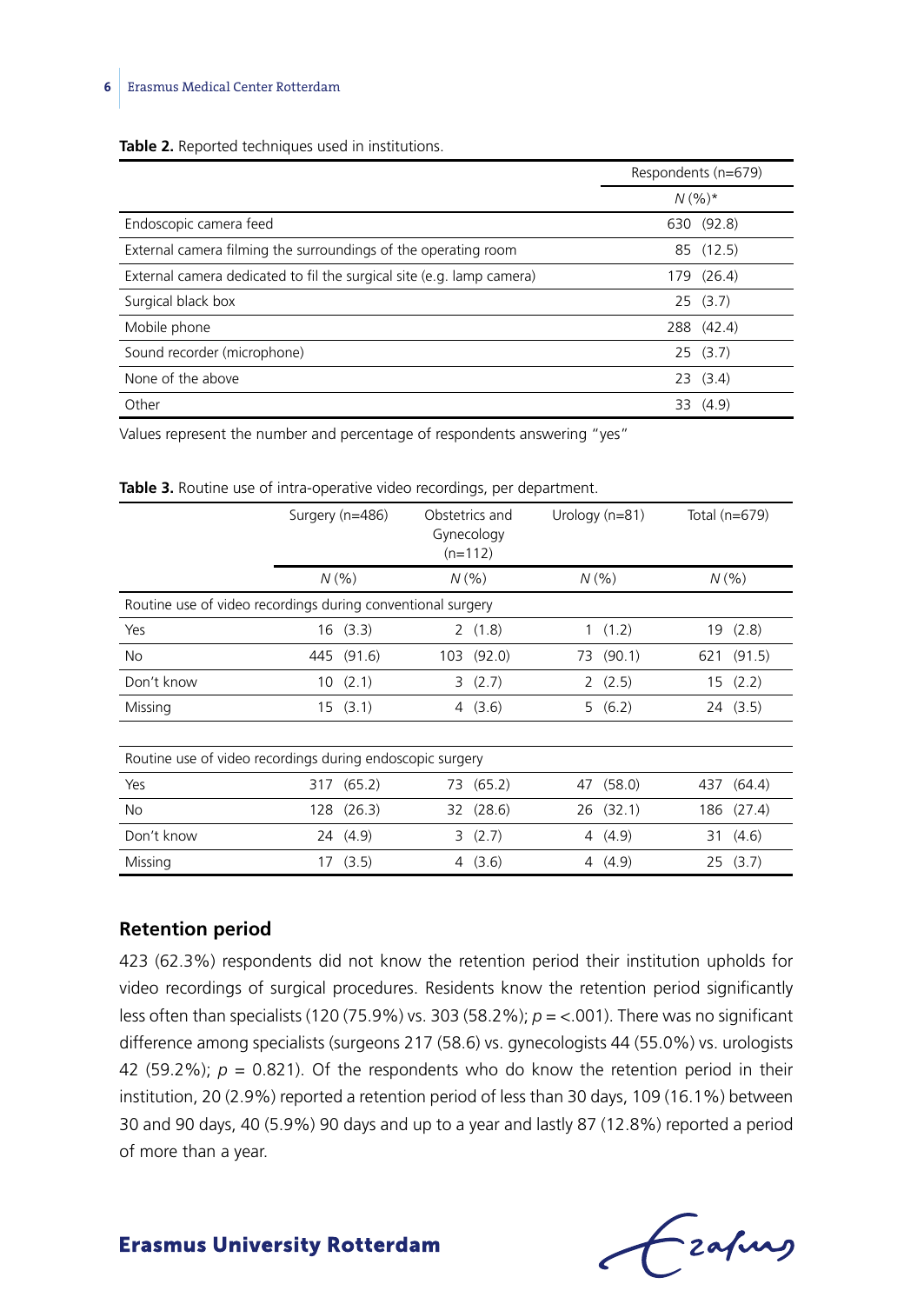**Table 2.** Reported techniques used in institutions.

| | Respondents (n=679) |
|---|---|
| | *N* (%)* |
| Endoscopic camera feed | 630 (92.8) |
| External camera filming the surroundings of the operating room | 85 (12.5) |
| External camera dedicated to fil the surgical site (e.g. lamp camera) | 179 (26.4) |
| Surgical black box | 25 (3.7) |
| Mobile phone | 288 (42.4) |
| Sound recorder (microphone) | 25 (3.7) |
| None of the above | 23 (3.4) |
| Other | 33 (4.9) |

Values represent the number and percentage of respondents answering "yes"

**Table 3.** Routine use of intra-operative video recordings, per department.

| | Surgery (n=486) | Obstetrics and Gynecology (n=112) | Urology (n=81) | Total (n=679) |
|---|---|---|---|---|
| | *N* (%) | *N* (%) | *N* (%) | *N* (%) |
| Routine use of video recordings during conventional surgery | | | | |
| Yes | 16 (3.3) | 2 (1.8) | 1 (1.2) | 19 (2.8) |
| No | 445 (91.6) | 103 (92.0) | 73 (90.1) | 621 (91.5) |
| Don't know | 10 (2.1) | 3 (2.7) | 2 (2.5) | 15 (2.2) |
| Missing | 15 (3.1) | 4 (3.6) | 5 (6.2) | 24 (3.5) |
| Routine use of video recordings during endoscopic surgery | | | | |
| Yes | 317 (65.2) | 73 (65.2) | 47 (58.0) | 437 (64.4) |
| No | 128 (26.3) | 32 (28.6) | 26 (32.1) | 186 (27.4) |
| Don't know | 24 (4.9) | 3 (2.7) | 4 (4.9) | 31 (4.6) |
| Missing | 17 (3.5) | 4 (3.6) | 4 (4.9) | 25 (3.7) |

## Retention period

423 (62.3%) respondents did not know the retention period their institution upholds for video recordings of surgical procedures. Residents know the retention period significantly less often than specialists (120 (75.9%) vs. 303 (58.2%); $p$ = <.001). There was no significant difference among specialists (surgeons 217 (58.6) vs. gynecologists 44 (55.0%) vs. urologists 42 (59.2%); $p$ = 0.821). Of the respondents who do know the retention period in their institution, 20 (2.9%) reported a retention period of less than 30 days, 109 (16.1%) between 30 and 90 days, 40 (5.9%) 90 days and up to a year and lastly 87 (12.8%) reported a period of more than a year.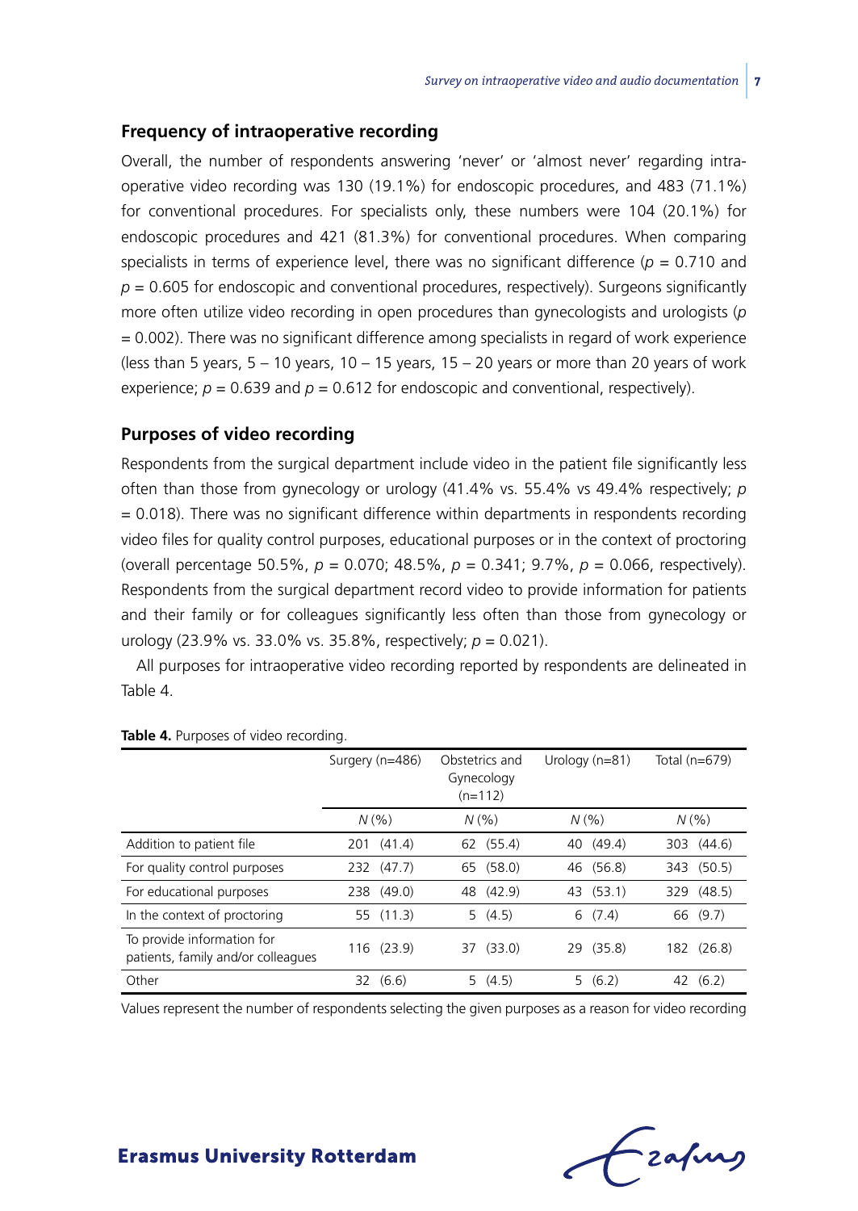## Frequency of intraoperative recording

Overall, the number of respondents answering 'never' or 'almost never' regarding intraoperative video recording was 130 (19.1%) for endoscopic procedures, and 483 (71.1%) for conventional procedures. For specialists only, these numbers were 104 (20.1%) for endoscopic procedures and 421 (81.3%) for conventional procedures. When comparing specialists in terms of experience level, there was no significant difference ($p = 0.710$ and $p = 0.605$ for endoscopic and conventional procedures, respectively). Surgeons significantly more often utilize video recording in open procedures than gynecologists and urologists ($p = 0.002$). There was no significant difference among specialists in regard of work experience (less than 5 years, 5 – 10 years, 10 – 15 years, 15 – 20 years or more than 20 years of work experience; $p = 0.639$ and $p = 0.612$ for endoscopic and conventional, respectively).

## Purposes of video recording

Respondents from the surgical department include video in the patient file significantly less often than those from gynecology or urology (41.4% vs. 55.4% vs 49.4% respectively; $p = 0.018$). There was no significant difference within departments in respondents recording video files for quality control purposes, educational purposes or in the context of proctoring (overall percentage 50.5%, $p = 0.070$; 48.5%, $p = 0.341$; 9.7%, $p = 0.066$, respectively). Respondents from the surgical department record video to provide information for patients and their family or for colleagues significantly less often than those from gynecology or urology (23.9% vs. 33.0% vs. 35.8%, respectively; $p = 0.021$).

All purposes for intraoperative video recording reported by respondents are delineated in Table 4.

**Table 4.** Purposes of video recording.

| | Surgery (n=486) | Obstetrics and Gynecology (n=112) | Urology (n=81) | Total (n=679) |
|---|---|---|---|---|
| | *N* (%) | *N* (%) | *N* (%) | *N* (%) |
| Addition to patient file | 201 (41.4) | 62 (55.4) | 40 (49.4) | 303 (44.6) |
| For quality control purposes | 232 (47.7) | 65 (58.0) | 46 (56.8) | 343 (50.5) |
| For educational purposes | 238 (49.0) | 48 (42.9) | 43 (53.1) | 329 (48.5) |
| In the context of proctoring | 55 (11.3) | 5 (4.5) | 6 (7.4) | 66 (9.7) |
| To provide information for patients, family and/or colleagues | 116 (23.9) | 37 (33.0) | 29 (35.8) | 182 (26.8) |
| Other | 32 (6.6) | 5 (4.5) | 5 (6.2) | 42 (6.2) |

Values represent the number of respondents selecting the given purposes as a reason for video recording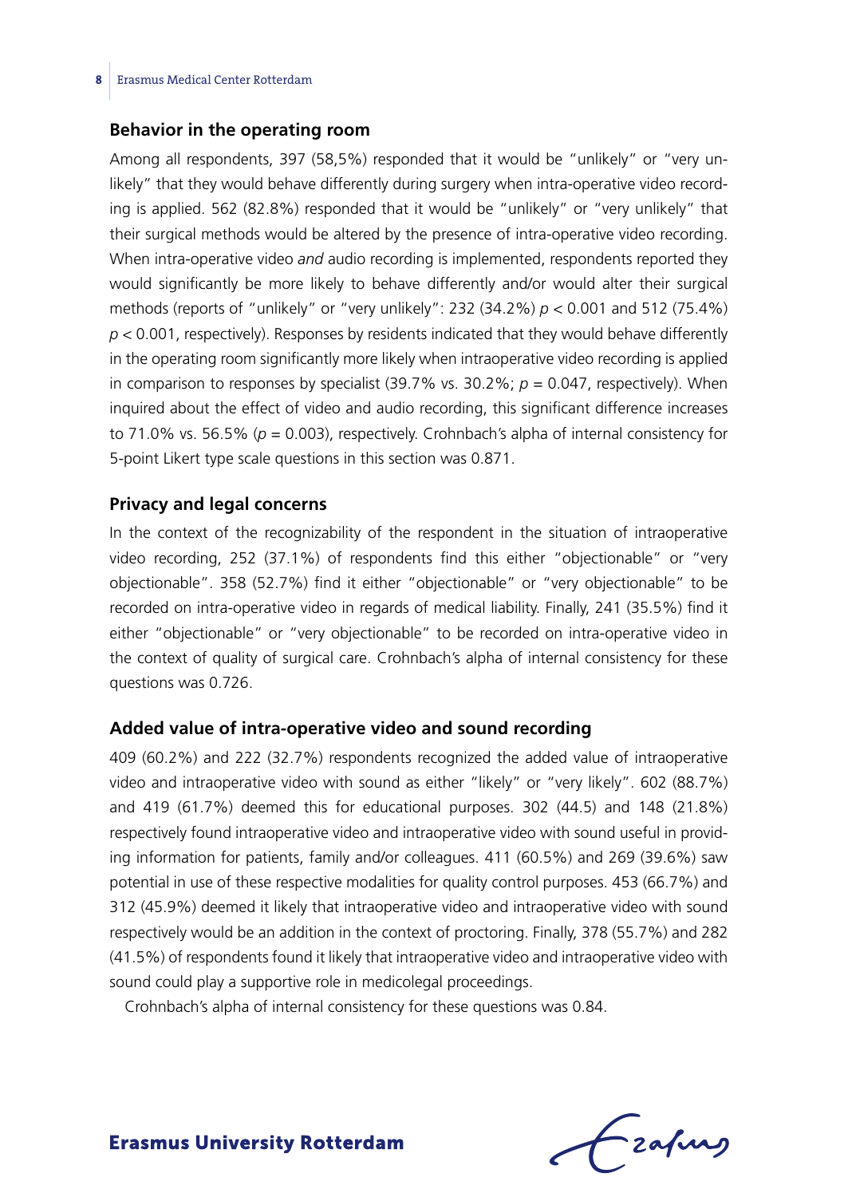### Behavior in the operating room

Among all respondents, 397 (58,5%) responded that it would be "unlikely" or "very unlikely" that they would behave differently during surgery when intra-operative video recording is applied. 562 (82.8%) responded that it would be "unlikely" or "very unlikely" that their surgical methods would be altered by the presence of intra-operative video recording. When intra-operative video *and* audio recording is implemented, respondents reported they would significantly be more likely to behave differently and/or would alter their surgical methods (reports of "unlikely" or "very unlikely": 232 (34.2%) $p < 0.001$ and 512 (75.4%) $p < 0.001$, respectively). Responses by residents indicated that they would behave differently in the operating room significantly more likely when intraoperative video recording is applied in comparison to responses by specialist (39.7% vs. 30.2%; $p = 0.047$, respectively). When inquired about the effect of video and audio recording, this significant difference increases to 71.0% vs. 56.5% ($p = 0.003$), respectively. Crohnbach's alpha of internal consistency for 5-point Likert type scale questions in this section was 0.871.

### Privacy and legal concerns

In the context of the recognizability of the respondent in the situation of intraoperative video recording, 252 (37.1%) of respondents find this either "objectionable" or "very objectionable". 358 (52.7%) find it either "objectionable" or "very objectionable" to be recorded on intra-operative video in regards of medical liability. Finally, 241 (35.5%) find it either "objectionable" or "very objectionable" to be recorded on intra-operative video in the context of quality of surgical care. Crohnbach's alpha of internal consistency for these questions was 0.726.

### Added value of intra-operative video and sound recording

409 (60.2%) and 222 (32.7%) respondents recognized the added value of intraoperative video and intraoperative video with sound as either "likely" or "very likely". 602 (88.7%) and 419 (61.7%) deemed this for educational purposes. 302 (44.5) and 148 (21.8%) respectively found intraoperative video and intraoperative video with sound useful in providing information for patients, family and/or colleagues. 411 (60.5%) and 269 (39.6%) saw potential in use of these respective modalities for quality control purposes. 453 (66.7%) and 312 (45.9%) deemed it likely that intraoperative video and intraoperative video with sound respectively would be an addition in the context of proctoring. Finally, 378 (55.7%) and 282 (41.5%) of respondents found it likely that intraoperative video and intraoperative video with sound could play a supportive role in medicolegal proceedings.

Crohnbach's alpha of internal consistency for these questions was 0.84.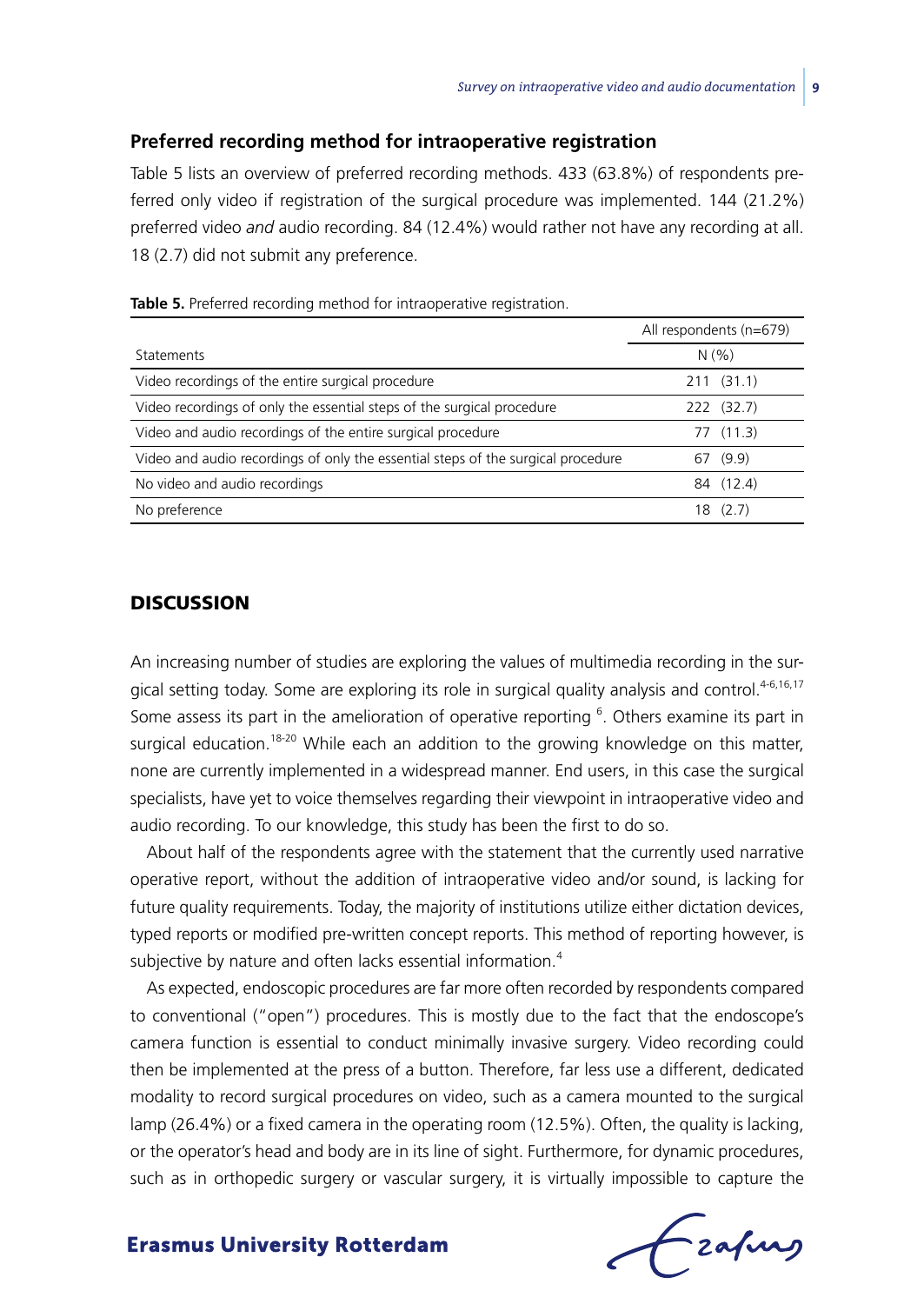## Preferred recording method for intraoperative registration

Table 5 lists an overview of preferred recording methods. 433 (63.8%) of respondents preferred only video if registration of the surgical procedure was implemented. 144 (21.2%) preferred video *and* audio recording. 84 (12.4%) would rather not have any recording at all. 18 (2.7) did not submit any preference.

**Table 5.** Preferred recording method for intraoperative registration.

| | All respondents (n=679) |
|---|---|
| Statements | N (%) |
| Video recordings of the entire surgical procedure | 211 (31.1) |
| Video recordings of only the essential steps of the surgical procedure | 222 (32.7) |
| Video and audio recordings of the entire surgical procedure | 77 (11.3) |
| Video and audio recordings of only the essential steps of the surgical procedure | 67 (9.9) |
| No video and audio recordings | 84 (12.4) |
| No preference | 18 (2.7) |

## DISCUSSION

An increasing number of studies are exploring the values of multimedia recording in the surgical setting today. Some are exploring its role in surgical quality analysis and control.[4-6,16,17] Some assess its part in the amelioration of operative reporting [6]. Others examine its part in surgical education.[18-20] While each an addition to the growing knowledge on this matter, none are currently implemented in a widespread manner. End users, in this case the surgical specialists, have yet to voice themselves regarding their viewpoint in intraoperative video and audio recording. To our knowledge, this study has been the first to do so.

About half of the respondents agree with the statement that the currently used narrative operative report, without the addition of intraoperative video and/or sound, is lacking for future quality requirements. Today, the majority of institutions utilize either dictation devices, typed reports or modified pre-written concept reports. This method of reporting however, is subjective by nature and often lacks essential information.[4]

As expected, endoscopic procedures are far more often recorded by respondents compared to conventional ("open") procedures. This is mostly due to the fact that the endoscope's camera function is essential to conduct minimally invasive surgery. Video recording could then be implemented at the press of a button. Therefore, far less use a different, dedicated modality to record surgical procedures on video, such as a camera mounted to the surgical lamp (26.4%) or a fixed camera in the operating room (12.5%). Often, the quality is lacking, or the operator's head and body are in its line of sight. Furthermore, for dynamic procedures, such as in orthopedic surgery or vascular surgery, it is virtually impossible to capture the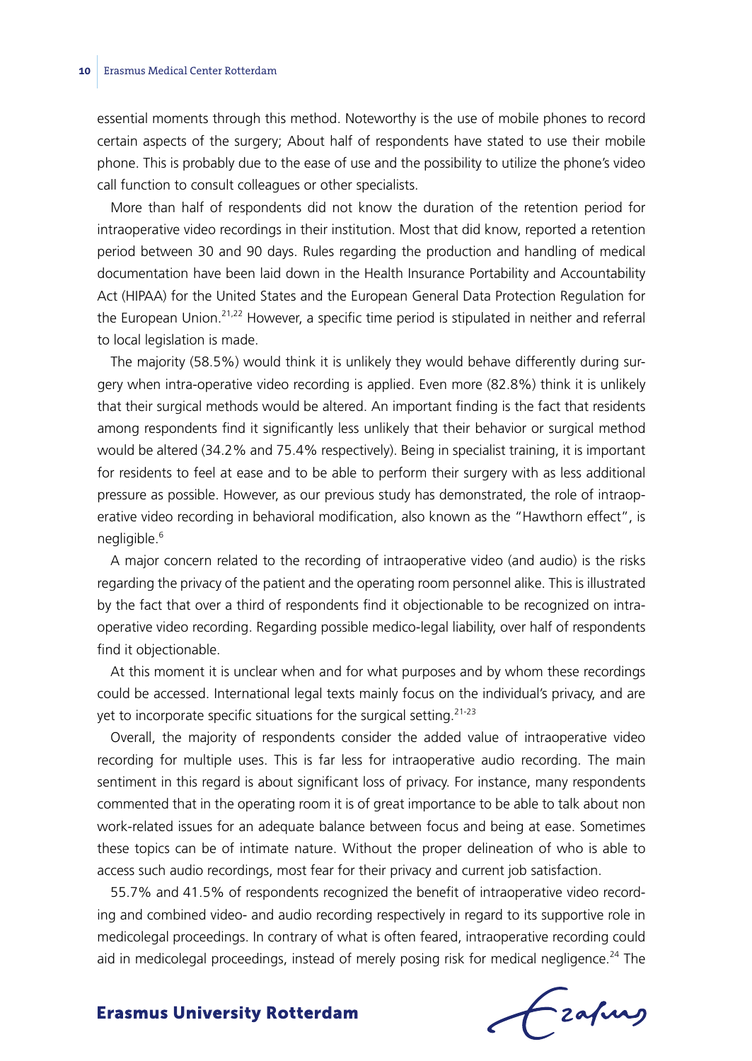essential moments through this method. Noteworthy is the use of mobile phones to record certain aspects of the surgery; About half of respondents have stated to use their mobile phone. This is probably due to the ease of use and the possibility to utilize the phone's video call function to consult colleagues or other specialists.

More than half of respondents did not know the duration of the retention period for intraoperative video recordings in their institution. Most that did know, reported a retention period between 30 and 90 days. Rules regarding the production and handling of medical documentation have been laid down in the Health Insurance Portability and Accountability Act (HIPAA) for the United States and the European General Data Protection Regulation for the European Union.[21,22] However, a specific time period is stipulated in neither and referral to local legislation is made.

The majority (58.5%) would think it is unlikely they would behave differently during surgery when intra-operative video recording is applied. Even more (82.8%) think it is unlikely that their surgical methods would be altered. An important finding is the fact that residents among respondents find it significantly less unlikely that their behavior or surgical method would be altered (34.2% and 75.4% respectively). Being in specialist training, it is important for residents to feel at ease and to be able to perform their surgery with as less additional pressure as possible. However, as our previous study has demonstrated, the role of intraoperative video recording in behavioral modification, also known as the "Hawthorn effect", is negligible.[6]

A major concern related to the recording of intraoperative video (and audio) is the risks regarding the privacy of the patient and the operating room personnel alike. This is illustrated by the fact that over a third of respondents find it objectionable to be recognized on intraoperative video recording. Regarding possible medico-legal liability, over half of respondents find it objectionable.

At this moment it is unclear when and for what purposes and by whom these recordings could be accessed. International legal texts mainly focus on the individual's privacy, and are yet to incorporate specific situations for the surgical setting.[21-23]

Overall, the majority of respondents consider the added value of intraoperative video recording for multiple uses. This is far less for intraoperative audio recording. The main sentiment in this regard is about significant loss of privacy. For instance, many respondents commented that in the operating room it is of great importance to be able to talk about non work-related issues for an adequate balance between focus and being at ease. Sometimes these topics can be of intimate nature. Without the proper delineation of who is able to access such audio recordings, most fear for their privacy and current job satisfaction.

55.7% and 41.5% of respondents recognized the benefit of intraoperative video recording and combined video- and audio recording respectively in regard to its supportive role in medicolegal proceedings. In contrary of what is often feared, intraoperative recording could aid in medicolegal proceedings, instead of merely posing risk for medical negligence.[24] The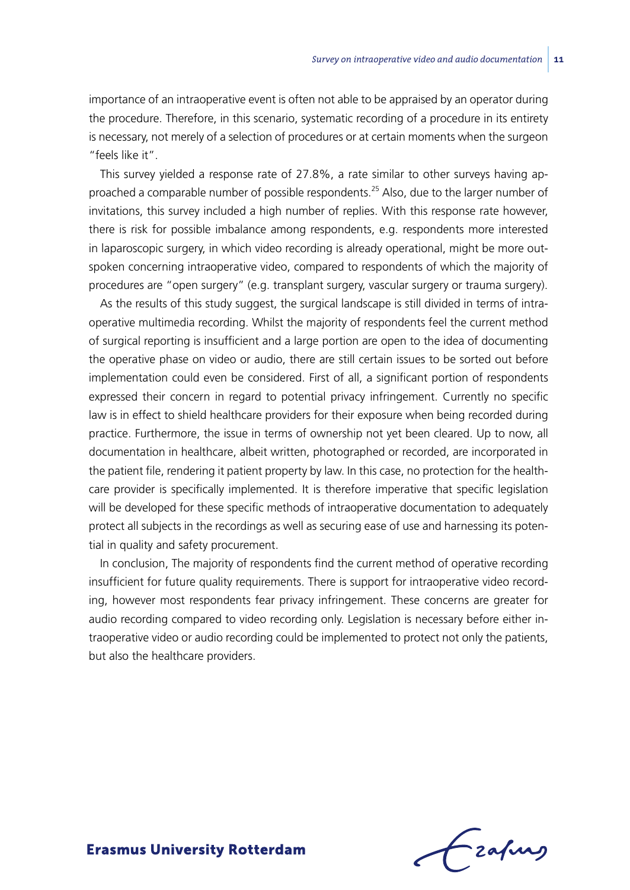importance of an intraoperative event is often not able to be appraised by an operator during the procedure. Therefore, in this scenario, systematic recording of a procedure in its entirety is necessary, not merely of a selection of procedures or at certain moments when the surgeon "feels like it".

This survey yielded a response rate of 27.8%, a rate similar to other surveys having approached a comparable number of possible respondents.[25] Also, due to the larger number of invitations, this survey included a high number of replies. With this response rate however, there is risk for possible imbalance among respondents, e.g. respondents more interested in laparoscopic surgery, in which video recording is already operational, might be more outspoken concerning intraoperative video, compared to respondents of which the majority of procedures are "open surgery" (e.g. transplant surgery, vascular surgery or trauma surgery).

As the results of this study suggest, the surgical landscape is still divided in terms of intraoperative multimedia recording. Whilst the majority of respondents feel the current method of surgical reporting is insufficient and a large portion are open to the idea of documenting the operative phase on video or audio, there are still certain issues to be sorted out before implementation could even be considered. First of all, a significant portion of respondents expressed their concern in regard to potential privacy infringement. Currently no specific law is in effect to shield healthcare providers for their exposure when being recorded during practice. Furthermore, the issue in terms of ownership not yet been cleared. Up to now, all documentation in healthcare, albeit written, photographed or recorded, are incorporated in the patient file, rendering it patient property by law. In this case, no protection for the healthcare provider is specifically implemented. It is therefore imperative that specific legislation will be developed for these specific methods of intraoperative documentation to adequately protect all subjects in the recordings as well as securing ease of use and harnessing its potential in quality and safety procurement.

In conclusion, The majority of respondents find the current method of operative recording insufficient for future quality requirements. There is support for intraoperative video recording, however most respondents fear privacy infringement. These concerns are greater for audio recording compared to video recording only. Legislation is necessary before either intraoperative video or audio recording could be implemented to protect not only the patients, but also the healthcare providers.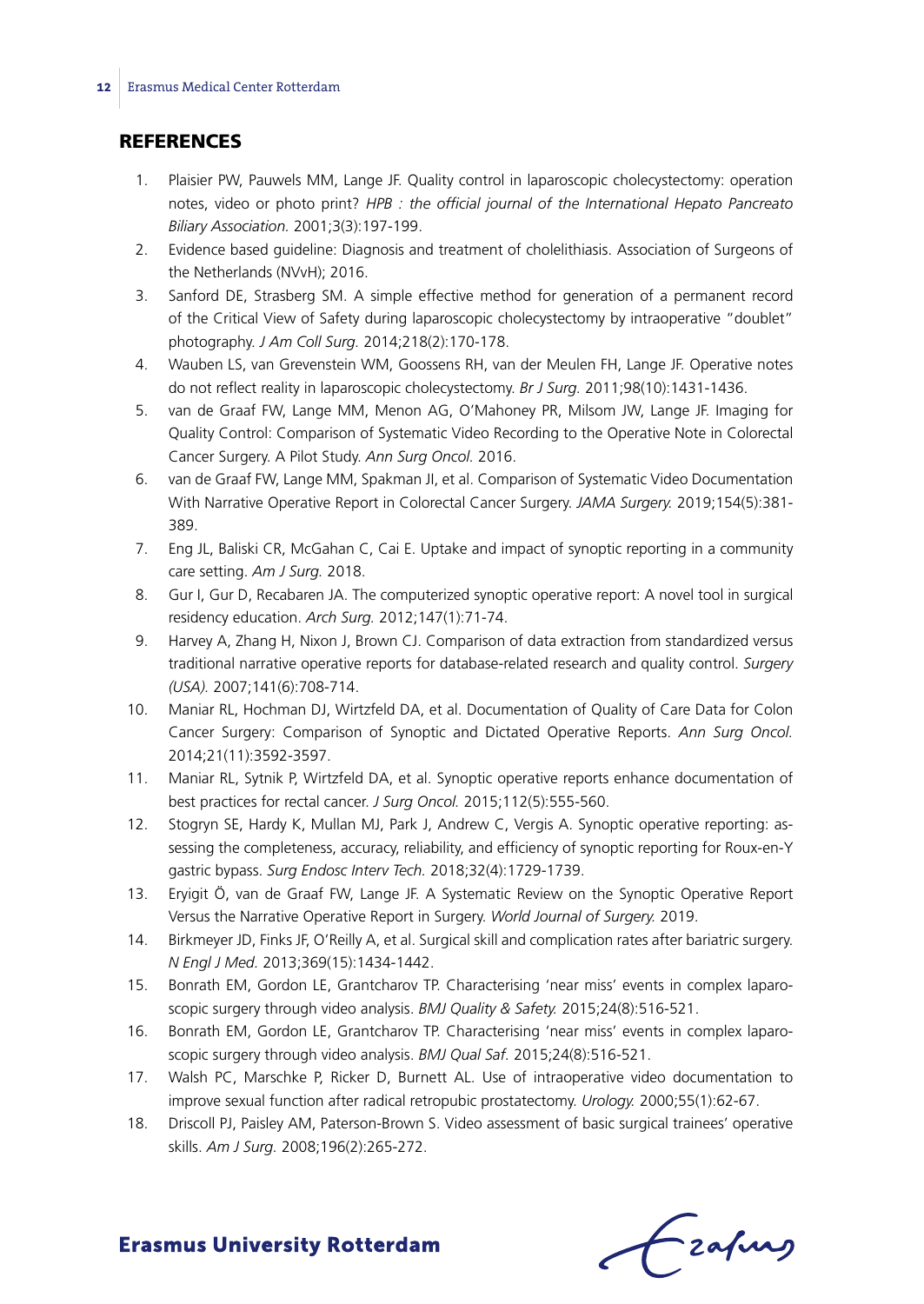## REFERENCES

1. Plaisier PW, Pauwels MM, Lange JF. Quality control in laparoscopic cholecystectomy: operation notes, video or photo print? *HPB : the official journal of the International Hepato Pancreato Biliary Association.* 2001;3(3):197-199.
2. Evidence based guideline: Diagnosis and treatment of cholelithiasis. Association of Surgeons of the Netherlands (NVvH); 2016.
3. Sanford DE, Strasberg SM. A simple effective method for generation of a permanent record of the Critical View of Safety during laparoscopic cholecystectomy by intraoperative "doublet" photography. *J Am Coll Surg.* 2014;218(2):170-178.
4. Wauben LS, van Grevenstein WM, Goossens RH, van der Meulen FH, Lange JF. Operative notes do not reflect reality in laparoscopic cholecystectomy. *Br J Surg.* 2011;98(10):1431-1436.
5. van de Graaf FW, Lange MM, Menon AG, O'Mahoney PR, Milsom JW, Lange JF. Imaging for Quality Control: Comparison of Systematic Video Recording to the Operative Note in Colorectal Cancer Surgery. A Pilot Study. *Ann Surg Oncol.* 2016.
6. van de Graaf FW, Lange MM, Spakman JI, et al. Comparison of Systematic Video Documentation With Narrative Operative Report in Colorectal Cancer Surgery. *JAMA Surgery.* 2019;154(5):381-389.
7. Eng JL, Baliski CR, McGahan C, Cai E. Uptake and impact of synoptic reporting in a community care setting. *Am J Surg.* 2018.
8. Gur I, Gur D, Recabaren JA. The computerized synoptic operative report: A novel tool in surgical residency education. *Arch Surg.* 2012;147(1):71-74.
9. Harvey A, Zhang H, Nixon J, Brown CJ. Comparison of data extraction from standardized versus traditional narrative operative reports for database-related research and quality control. *Surgery (USA).* 2007;141(6):708-714.
10. Maniar RL, Hochman DJ, Wirtzfeld DA, et al. Documentation of Quality of Care Data for Colon Cancer Surgery: Comparison of Synoptic and Dictated Operative Reports. *Ann Surg Oncol.* 2014;21(11):3592-3597.
11. Maniar RL, Sytnik P, Wirtzfeld DA, et al. Synoptic operative reports enhance documentation of best practices for rectal cancer. *J Surg Oncol.* 2015;112(5):555-560.
12. Stogryn SE, Hardy K, Mullan MJ, Park J, Andrew C, Vergis A. Synoptic operative reporting: assessing the completeness, accuracy, reliability, and efficiency of synoptic reporting for Roux-en-Y gastric bypass. *Surg Endosc Interv Tech.* 2018;32(4):1729-1739.
13. Eryigit Ö, van de Graaf FW, Lange JF. A Systematic Review on the Synoptic Operative Report Versus the Narrative Operative Report in Surgery. *World Journal of Surgery.* 2019.
14. Birkmeyer JD, Finks JF, O'Reilly A, et al. Surgical skill and complication rates after bariatric surgery. *N Engl J Med.* 2013;369(15):1434-1442.
15. Bonrath EM, Gordon LE, Grantcharov TP. Characterising 'near miss' events in complex laparoscopic surgery through video analysis. *BMJ Quality & Safety.* 2015;24(8):516-521.
16. Bonrath EM, Gordon LE, Grantcharov TP. Characterising 'near miss' events in complex laparoscopic surgery through video analysis. *BMJ Qual Saf.* 2015;24(8):516-521.
17. Walsh PC, Marschke P, Ricker D, Burnett AL. Use of intraoperative video documentation to improve sexual function after radical retropubic prostatectomy. *Urology.* 2000;55(1):62-67.
18. Driscoll PJ, Paisley AM, Paterson-Brown S. Video assessment of basic surgical trainees' operative skills. *Am J Surg.* 2008;196(2):265-272.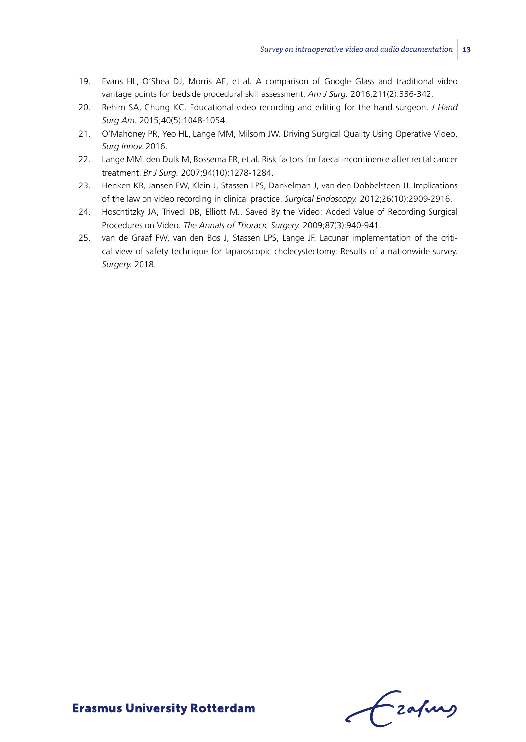19. Evans HL, O'Shea DJ, Morris AE, et al. A comparison of Google Glass and traditional video vantage points for bedside procedural skill assessment. *Am J Surg.* 2016;211(2):336-342.
20. Rehim SA, Chung KC. Educational video recording and editing for the hand surgeon. *J Hand Surg Am.* 2015;40(5):1048-1054.
21. O'Mahoney PR, Yeo HL, Lange MM, Milsom JW. Driving Surgical Quality Using Operative Video. *Surg Innov.* 2016.
22. Lange MM, den Dulk M, Bossema ER, et al. Risk factors for faecal incontinence after rectal cancer treatment. *Br J Surg.* 2007;94(10):1278-1284.
23. Henken KR, Jansen FW, Klein J, Stassen LPS, Dankelman J, van den Dobbelsteen JJ. Implications of the law on video recording in clinical practice. *Surgical Endoscopy.* 2012;26(10):2909-2916.
24. Hoschtitzky JA, Trivedi DB, Elliott MJ. Saved By the Video: Added Value of Recording Surgical Procedures on Video. *The Annals of Thoracic Surgery.* 2009;87(3):940-941.
25. van de Graaf FW, van den Bos J, Stassen LPS, Lange JF. Lacunar implementation of the critical view of safety technique for laparoscopic cholecystectomy: Results of a nationwide survey. *Surgery.* 2018.